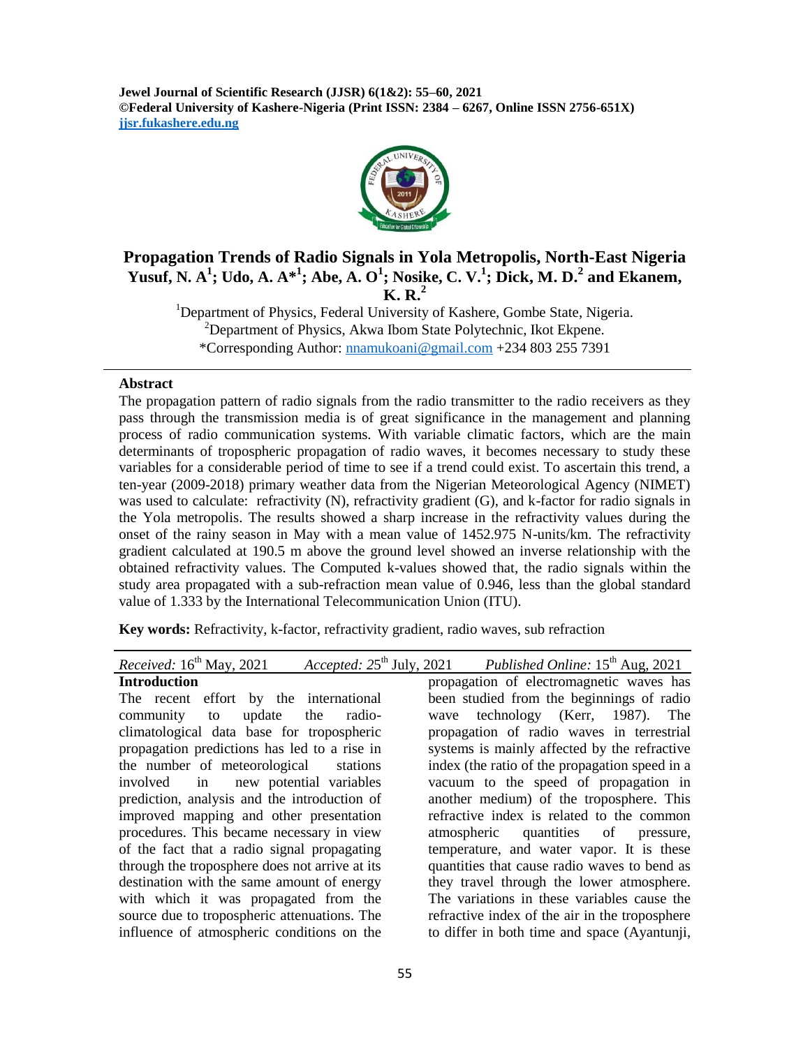**Jewel Journal of Scientific Research (JJSR) 6(1&2): 55–60, 2021**
**©Federal University of Kashere-Nigeria (Print ISSN: 2384 – 6267, Online ISSN 2756-651X)**
**jjsr.fukashere.edu.ng**

# Propagation Trends of Radio Signals in Yola Metropolis, North-East Nigeria

**Yusuf, N. A[1]; Udo, A. A*[1]; Abe, A. O[1]; Nosike, C. V.[1]; Dick, M. D.[2] and Ekanem, K. R.[2]**

[1]Department of Physics, Federal University of Kashere, Gombe State, Nigeria.
[2]Department of Physics, Akwa Ibom State Polytechnic, Ikot Ekpene.
*Corresponding Author: nnamukoani@gmail.com +234 803 255 7391

## Abstract

The propagation pattern of radio signals from the radio transmitter to the radio receivers as they pass through the transmission media is of great significance in the management and planning process of radio communication systems. With variable climatic factors, which are the main determinants of tropospheric propagation of radio waves, it becomes necessary to study these variables for a considerable period of time to see if a trend could exist. To ascertain this trend, a ten-year (2009-2018) primary weather data from the Nigerian Meteorological Agency (NIMET) was used to calculate: refractivity (N), refractivity gradient (G), and k-factor for radio signals in the Yola metropolis. The results showed a sharp increase in the refractivity values during the onset of the rainy season in May with a mean value of 1452.975 N-units/km. The refractivity gradient calculated at 190.5 m above the ground level showed an inverse relationship with the obtained refractivity values. The Computed k-values showed that, the radio signals within the study area propagated with a sub-refraction mean value of 0.946, less than the global standard value of 1.333 by the International Telecommunication Union (ITU).

**Key words:** Refractivity, k-factor, refractivity gradient, radio waves, sub refraction

*Received:* 16[th] May, 2021 *Accepted:* 25[th] July, 2021 *Published Online:* 15[th] Aug, 2021

## Introduction

The recent effort by the international community to update the radio-climatological data base for tropospheric propagation predictions has led to a rise in the number of meteorological stations involved in new potential variables prediction, analysis and the introduction of improved mapping and other presentation procedures. This became necessary in view of the fact that a radio signal propagating through the troposphere does not arrive at its destination with the same amount of energy with which it was propagated from the source due to tropospheric attenuations. The influence of atmospheric conditions on the propagation of electromagnetic waves has been studied from the beginnings of radio wave technology (Kerr, 1987). The propagation of radio waves in terrestrial systems is mainly affected by the refractive index (the ratio of the propagation speed in a vacuum to the speed of propagation in another medium) of the troposphere. This refractive index is related to the common atmospheric quantities of pressure, temperature, and water vapor. It is these quantities that cause radio waves to bend as they travel through the lower atmosphere. The variations in these variables cause the refractive index of the air in the troposphere to differ in both time and space (Ayantunji,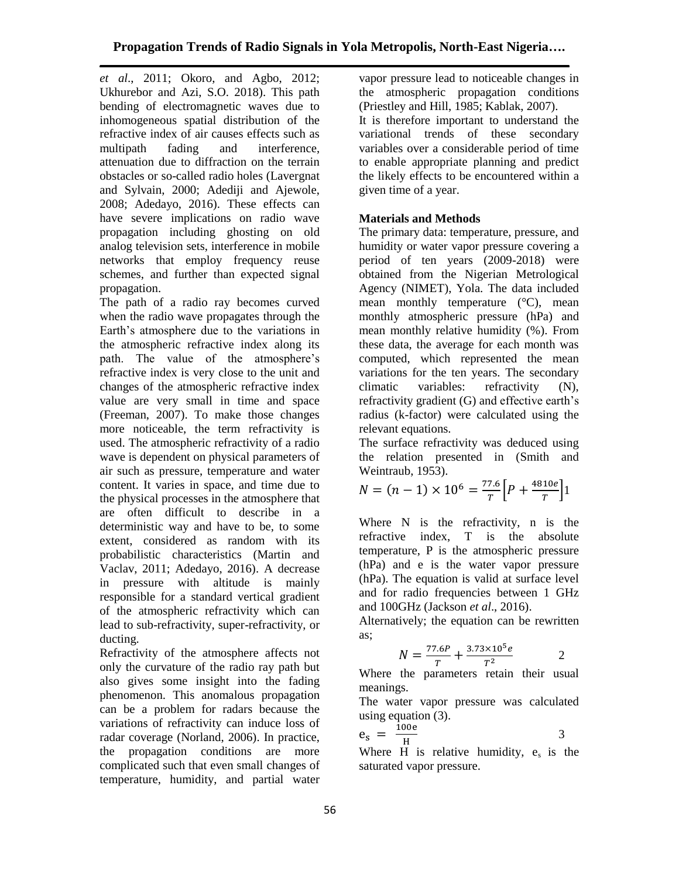*et al*., 2011; Okoro, and Agbo, 2012; Ukhurebor and Azi, S.O. 2018). This path bending of electromagnetic waves due to inhomogeneous spatial distribution of the refractive index of air causes effects such as multipath fading and interference, attenuation due to diffraction on the terrain obstacles or so-called radio holes (Lavergnat and Sylvain, 2000; Adediji and Ajewole, 2008; Adedayo, 2016). These effects can have severe implications on radio wave propagation including ghosting on old analog television sets, interference in mobile networks that employ frequency reuse schemes, and further than expected signal propagation.

The path of a radio ray becomes curved when the radio wave propagates through the Earth's atmosphere due to the variations in the atmospheric refractive index along its path. The value of the atmosphere's refractive index is very close to the unit and changes of the atmospheric refractive index value are very small in time and space (Freeman, 2007). To make those changes more noticeable, the term refractivity is used. The atmospheric refractivity of a radio wave is dependent on physical parameters of air such as pressure, temperature and water content. It varies in space, and time due to the physical processes in the atmosphere that are often difficult to describe in a deterministic way and have to be, to some extent, considered as random with its probabilistic characteristics (Martin and Vaclav, 2011; Adedayo, 2016). A decrease in pressure with altitude is mainly responsible for a standard vertical gradient of the atmospheric refractivity which can lead to sub-refractivity, super-refractivity, or ducting.

Refractivity of the atmosphere affects not only the curvature of the radio ray path but also gives some insight into the fading phenomenon. This anomalous propagation can be a problem for radars because the variations of refractivity can induce loss of radar coverage (Norland, 2006). In practice, the propagation conditions are more complicated such that even small changes of temperature, humidity, and partial water vapor pressure lead to noticeable changes in the atmospheric propagation conditions (Priestley and Hill, 1985; Kablak, 2007).

It is therefore important to understand the variational trends of these secondary variables over a considerable period of time to enable appropriate planning and predict the likely effects to be encountered within a given time of a year.

## Materials and Methods

The primary data: temperature, pressure, and humidity or water vapor pressure covering a period of ten years (2009-2018) were obtained from the Nigerian Metrological Agency (NIMET), Yola. The data included mean monthly temperature (°C), mean monthly atmospheric pressure (hPa) and mean monthly relative humidity (%). From these data, the average for each month was computed, which represented the mean variations for the ten years. The secondary climatic variables: refractivity (N), refractivity gradient (G) and effective earth's radius (k-factor) were calculated using the relevant equations.

The surface refractivity was deduced using the relation presented in (Smith and Weintraub, 1953).

$$N = (n-1) \times 10^6 = \frac{77.6}{T}\left[P + \frac{4810e}{T}\right] \quad 1$$

Where N is the refractivity, n is the refractive index, T is the absolute temperature, P is the atmospheric pressure (hPa) and e is the water vapor pressure (hPa). The equation is valid at surface level and for radio frequencies between 1 GHz and 100GHz (Jackson *et al*., 2016).

Alternatively; the equation can be rewritten as;

$$N = \frac{77.6P}{T} + \frac{3.73 \times 10^5 e}{T^2} \quad 2$$

Where the parameters retain their usual meanings.

The water vapor pressure was calculated using equation (3).

$$e_s = \frac{100e}{H} \quad 3$$

Where H is relative humidity, $e_s$ is the saturated vapor pressure.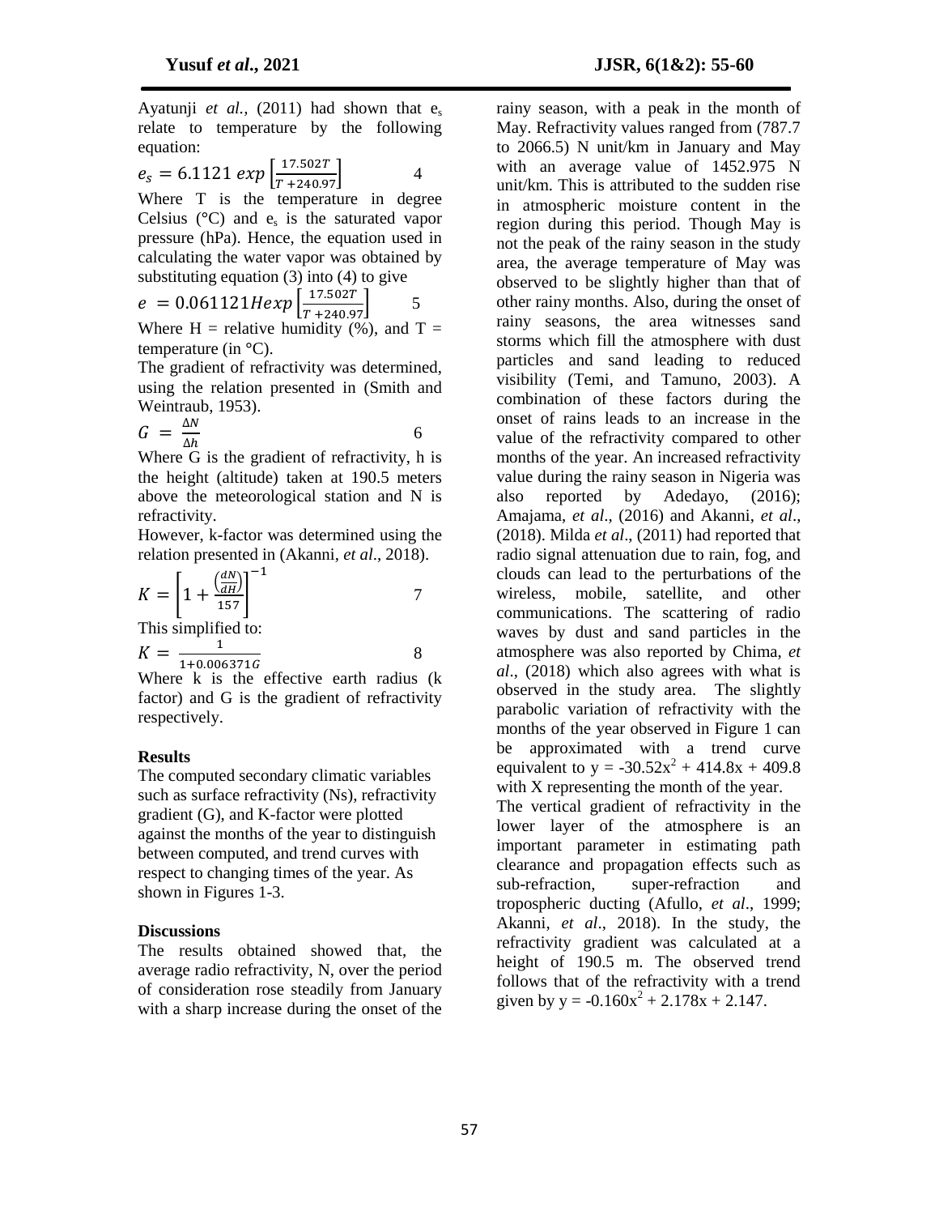Ayatunji *et al.,* (2011) had shown that $e_s$ relate to temperature by the following equation:

$$e_s = 6.1121\, exp\left[\frac{17.502T}{T + 240.97}\right] \qquad 4$$

Where T is the temperature in degree Celsius (°C) and $e_s$ is the saturated vapor pressure (hPa). Hence, the equation used in calculating the water vapor was obtained by substituting equation (3) into (4) to give

$$e = 0.061121 H exp\left[\frac{17.502T}{T + 240.97}\right] \qquad 5$$

Where H = relative humidity (%), and T = temperature (in °C).

The gradient of refractivity was determined, using the relation presented in (Smith and Weintraub, 1953).

$$G = \frac{\Delta N}{\Delta h} \qquad 6$$

Where G is the gradient of refractivity, h is the height (altitude) taken at 190.5 meters above the meteorological station and N is refractivity.

However, k-factor was determined using the relation presented in (Akanni, *et al*., 2018).

$$K = \left[1 + \frac{\left(\frac{dN}{dH}\right)}{157}\right]^{-1} \qquad 7$$

This simplified to:

$$K = \frac{1}{1 + 0.006371G} \qquad 8$$

Where k is the effective earth radius (k factor) and G is the gradient of refractivity respectively.

## Results

The computed secondary climatic variables such as surface refractivity (Ns), refractivity gradient (G), and K-factor were plotted against the months of the year to distinguish between computed, and trend curves with respect to changing times of the year. As shown in Figures 1-3.

## Discussions

The results obtained showed that, the average radio refractivity, N, over the period of consideration rose steadily from January with a sharp increase during the onset of the rainy season, with a peak in the month of May. Refractivity values ranged from (787.7 to 2066.5) N unit/km in January and May with an average value of 1452.975 N unit/km. This is attributed to the sudden rise in atmospheric moisture content in the region during this period. Though May is not the peak of the rainy season in the study area, the average temperature of May was observed to be slightly higher than that of other rainy months. Also, during the onset of rainy seasons, the area witnesses sand storms which fill the atmosphere with dust particles and sand leading to reduced visibility (Temi, and Tamuno, 2003). A combination of these factors during the onset of rains leads to an increase in the value of the refractivity compared to other months of the year. An increased refractivity value during the rainy season in Nigeria was also reported by Adedayo, (2016); Amajama, *et al*., (2016) and Akanni, *et al*., (2018). Milda *et al*., (2011) had reported that radio signal attenuation due to rain, fog, and clouds can lead to the perturbations of the wireless, mobile, satellite, and other communications. The scattering of radio waves by dust and sand particles in the atmosphere was also reported by Chima, *et al*., (2018) which also agrees with what is observed in the study area. The slightly parabolic variation of refractivity with the months of the year observed in Figure 1 can be approximated with a trend curve equivalent to $y = -30.52x^2 + 414.8x + 409.8$ with X representing the month of the year.

The vertical gradient of refractivity in the lower layer of the atmosphere is an important parameter in estimating path clearance and propagation effects such as sub-refraction, super-refraction and tropospheric ducting (Afullo, *et al*., 1999; Akanni, *et al*., 2018). In the study, the refractivity gradient was calculated at a height of 190.5 m. The observed trend follows that of the refractivity with a trend given by $y = -0.160x^2 + 2.178x + 2.147$.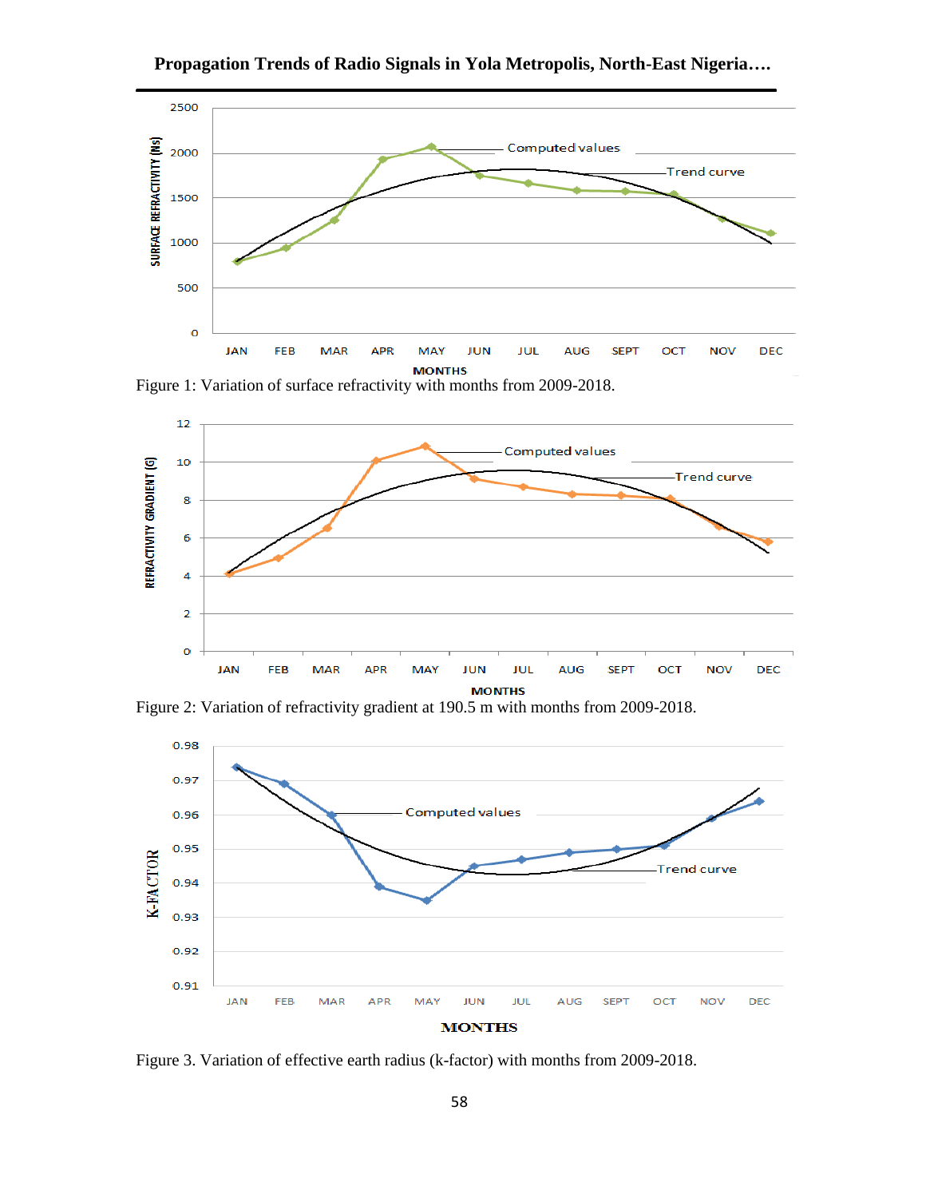Figure 1: Variation of surface refractivity with months from 2009-2018.

Figure 2: Variation of refractivity gradient at 190.5 m with months from 2009-2018.

Figure 3. Variation of effective earth radius (k-factor) with months from 2009-2018.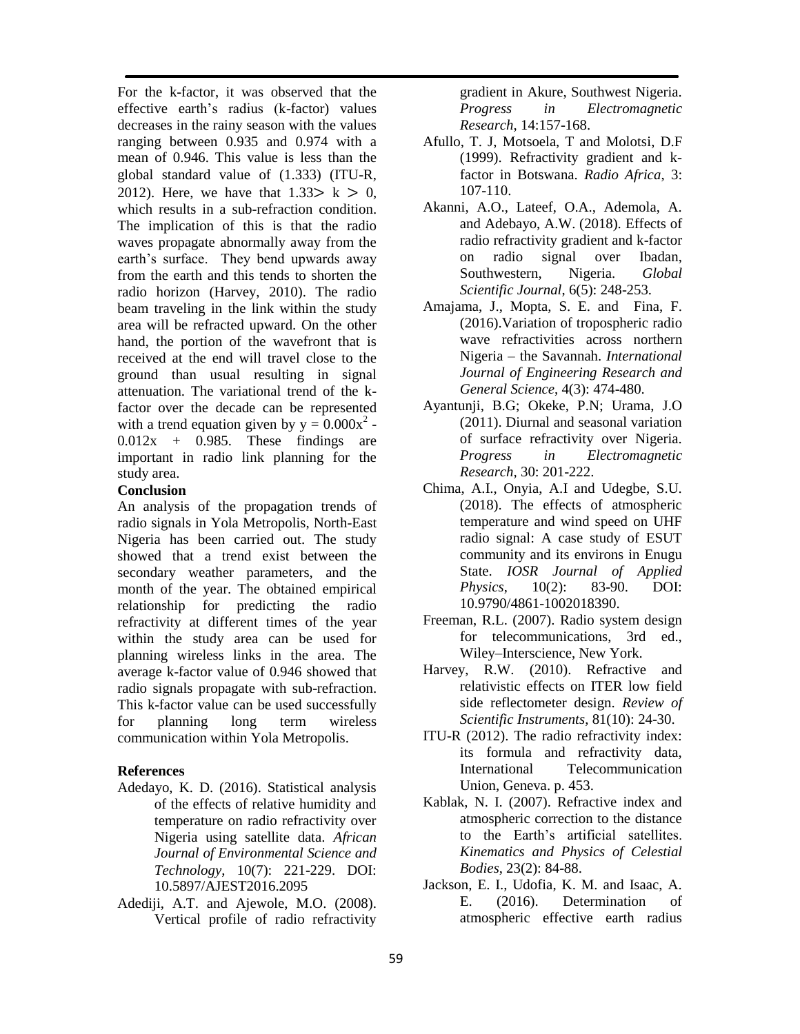For the k-factor, it was observed that the effective earth's radius (k-factor) values decreases in the rainy season with the values ranging between 0.935 and 0.974 with a mean of 0.946. This value is less than the global standard value of (1.333) (ITU-R, 2012). Here, we have that $1.33 > k > 0$, which results in a sub-refraction condition. The implication of this is that the radio waves propagate abnormally away from the earth's surface. They bend upwards away from the earth and this tends to shorten the radio horizon (Harvey, 2010). The radio beam traveling in the link within the study area will be refracted upward. On the other hand, the portion of the wavefront that is received at the end will travel close to the ground than usual resulting in signal attenuation. The variational trend of the k-factor over the decade can be represented with a trend equation given by $y = 0.000x^2 - 0.012x + 0.985$. These findings are important in radio link planning for the study area.

**Conclusion**

An analysis of the propagation trends of radio signals in Yola Metropolis, North-East Nigeria has been carried out. The study showed that a trend exist between the secondary weather parameters, and the month of the year. The obtained empirical relationship for predicting the radio refractivity at different times of the year within the study area can be used for planning wireless links in the area. The average k-factor value of 0.946 showed that radio signals propagate with sub-refraction. This k-factor value can be used successfully for planning long term wireless communication within Yola Metropolis.

**References**

Adedayo, K. D. (2016). Statistical analysis of the effects of relative humidity and temperature on radio refractivity over Nigeria using satellite data. *African Journal of Environmental Science and Technology*, 10(7): 221-229. DOI: 10.5897/AJEST2016.2095

Adediji, A.T. and Ajewole, M.O. (2008). Vertical profile of radio refractivity gradient in Akure, Southwest Nigeria. *Progress in Electromagnetic Research*, 14:157-168.

Afullo, T. J, Motsoela, T and Molotsi, D.F (1999). Refractivity gradient and k-factor in Botswana. *Radio Africa*, 3: 107-110.

Akanni, A.O., Lateef, O.A., Ademola, A. and Adebayo, A.W. (2018). Effects of radio refractivity gradient and k-factor on radio signal over Ibadan, Southwestern, Nigeria. *Global Scientific Journal*, 6(5): 248-253.

Amajama, J., Mopta, S. E. and Fina, F. (2016).Variation of tropospheric radio wave refractivities across northern Nigeria – the Savannah. *International Journal of Engineering Research and General Science*, 4(3): 474-480.

Ayantunji, B.G; Okeke, P.N; Urama, J.O (2011). Diurnal and seasonal variation of surface refractivity over Nigeria. *Progress in Electromagnetic Research,* 30: 201-222.

Chima, A.I., Onyia, A.I and Udegbe, S.U. (2018). The effects of atmospheric temperature and wind speed on UHF radio signal: A case study of ESUT community and its environs in Enugu State. *IOSR Journal of Applied Physics*, 10(2): 83-90. DOI: 10.9790/4861-1002018390.

Freeman, R.L. (2007). Radio system design for telecommunications, 3rd ed., Wiley–Interscience, New York.

Harvey, R.W. (2010). Refractive and relativistic effects on ITER low field side reflectometer design. *Review of Scientific Instruments*, 81(10): 24-30.

ITU-R (2012). The radio refractivity index: its formula and refractivity data, International Telecommunication Union, Geneva. p. 453.

Kablak, N. I. (2007). Refractive index and atmospheric correction to the distance to the Earth's artificial satellites. *Kinematics and Physics of Celestial Bodies*, 23(2): 84-88.

Jackson, E. I., Udofia, K. M. and Isaac, A. E. (2016). Determination of atmospheric effective earth radius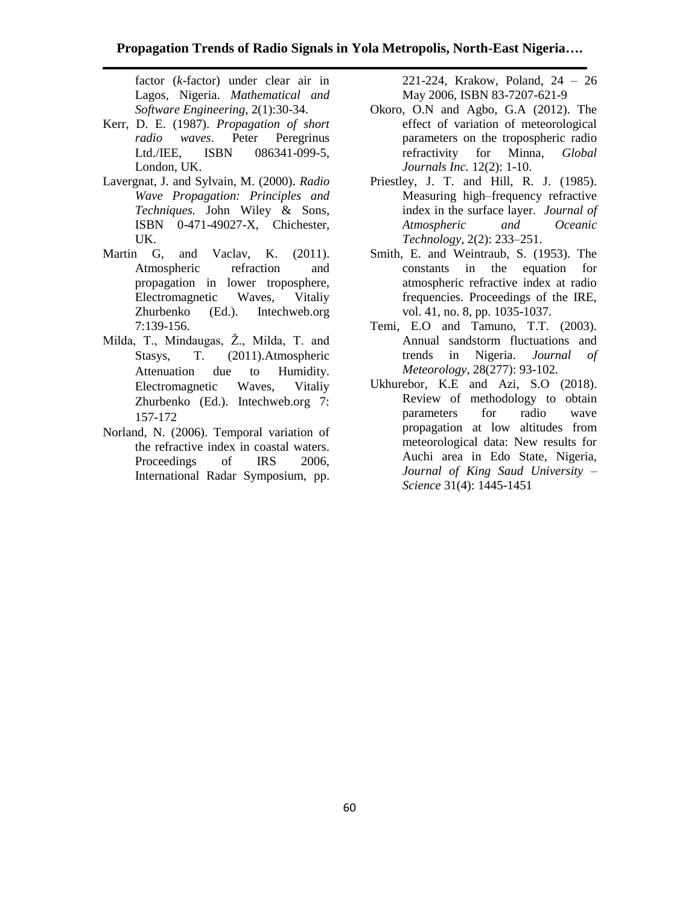factor (*k*-factor) under clear air in Lagos, Nigeria. *Mathematical and Software Engineering*, 2(1):30-34.

Kerr, D. E. (1987). *Propagation of short radio waves*. Peter Peregrinus Ltd./IEE, ISBN 086341-099-5, London, UK.

Lavergnat, J. and Sylvain, M. (2000). *Radio Wave Propagation: Principles and Techniques.* John Wiley & Sons, ISBN 0-471-49027-X, Chichester, UK.

Martin G, and Vaclav, K. (2011). Atmospheric refraction and propagation in lower troposphere, Electromagnetic Waves, Vitaliy Zhurbenko (Ed.). Intechweb.org 7:139-156.

Milda, T., Mindaugas, Ž., Milda, T. and Stasys, T. (2011).Atmospheric Attenuation due to Humidity. Electromagnetic Waves, Vitaliy Zhurbenko (Ed.). Intechweb.org 7: 157-172

Norland, N. (2006). Temporal variation of the refractive index in coastal waters. Proceedings of IRS 2006, International Radar Symposium, pp. 221-224, Krakow, Poland, 24 – 26 May 2006, ISBN 83-7207-621-9

Okoro, O.N and Agbo, G.A (2012). The effect of variation of meteorological parameters on the tropospheric radio refractivity for Minna, *Global Journals Inc.* 12(2): 1-10.

Priestley, J. T. and Hill, R. J. (1985). Measuring high–frequency refractive index in the surface layer. *Journal of Atmospheric and Oceanic Technology*, 2(2): 233–251.

Smith, E. and Weintraub, S. (1953). The constants in the equation for atmospheric refractive index at radio frequencies. Proceedings of the IRE, vol. 41, no. 8, pp. 1035-1037.

Temi, E.O and Tamuno, T.T. (2003). Annual sandstorm fluctuations and trends in Nigeria. *Journal of Meteorology*, 28(277): 93-102.

Ukhurebor, K.E and Azi, S.O (2018). Review of methodology to obtain parameters for radio wave propagation at low altitudes from meteorological data: New results for Auchi area in Edo State, Nigeria, *Journal of King Saud University – Science* 31(4): 1445-1451